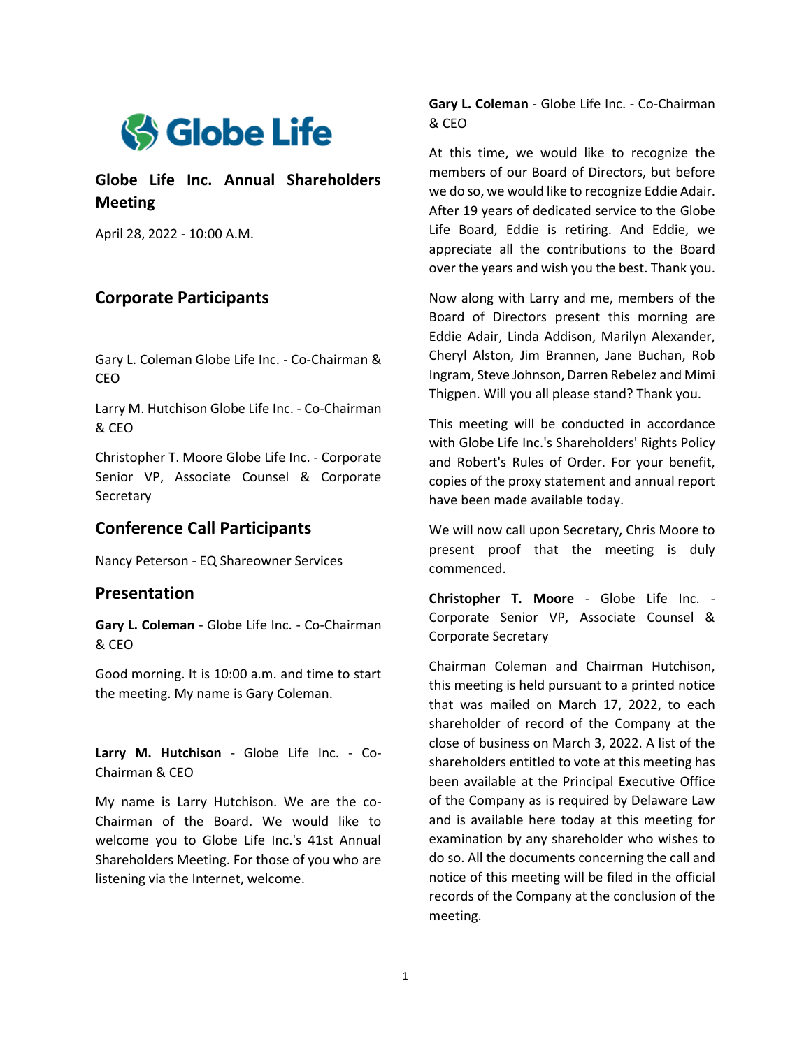Globe Life

# Globe Life Inc. Annual Shareholders Meeting

April 28, 2022 - 10:00 A.M.

## Corporate Participants

Gary L. Coleman Globe Life Inc. - Co-Chairman & CEO

Larry M. Hutchison Globe Life Inc. - Co-Chairman & CEO

Christopher T. Moore Globe Life Inc. - Corporate Senior VP, Associate Counsel & Corporate Secretary

## Conference Call Participants

Nancy Peterson - EQ Shareowner Services

## Presentation

**Gary L. Coleman** - Globe Life Inc. - Co-Chairman & CEO

Good morning. It is 10:00 a.m. and time to start the meeting. My name is Gary Coleman.

**Larry M. Hutchison** - Globe Life Inc. - Co-Chairman & CEO

My name is Larry Hutchison. We are the co-Chairman of the Board. We would like to welcome you to Globe Life Inc.'s 41st Annual Shareholders Meeting. For those of you who are listening via the Internet, welcome.

**Gary L. Coleman** - Globe Life Inc. - Co-Chairman & CEO

At this time, we would like to recognize the members of our Board of Directors, but before we do so, we would like to recognize Eddie Adair. After 19 years of dedicated service to the Globe Life Board, Eddie is retiring. And Eddie, we appreciate all the contributions to the Board over the years and wish you the best. Thank you.

Now along with Larry and me, members of the Board of Directors present this morning are Eddie Adair, Linda Addison, Marilyn Alexander, Cheryl Alston, Jim Brannen, Jane Buchan, Rob Ingram, Steve Johnson, Darren Rebelez and Mimi Thigpen. Will you all please stand? Thank you.

This meeting will be conducted in accordance with Globe Life Inc.'s Shareholders' Rights Policy and Robert's Rules of Order. For your benefit, copies of the proxy statement and annual report have been made available today.

We will now call upon Secretary, Chris Moore to present proof that the meeting is duly commenced.

**Christopher T. Moore** - Globe Life Inc. - Corporate Senior VP, Associate Counsel & Corporate Secretary

Chairman Coleman and Chairman Hutchison, this meeting is held pursuant to a printed notice that was mailed on March 17, 2022, to each shareholder of record of the Company at the close of business on March 3, 2022. A list of the shareholders entitled to vote at this meeting has been available at the Principal Executive Office of the Company as is required by Delaware Law and is available here today at this meeting for examination by any shareholder who wishes to do so. All the documents concerning the call and notice of this meeting will be filed in the official records of the Company at the conclusion of the meeting.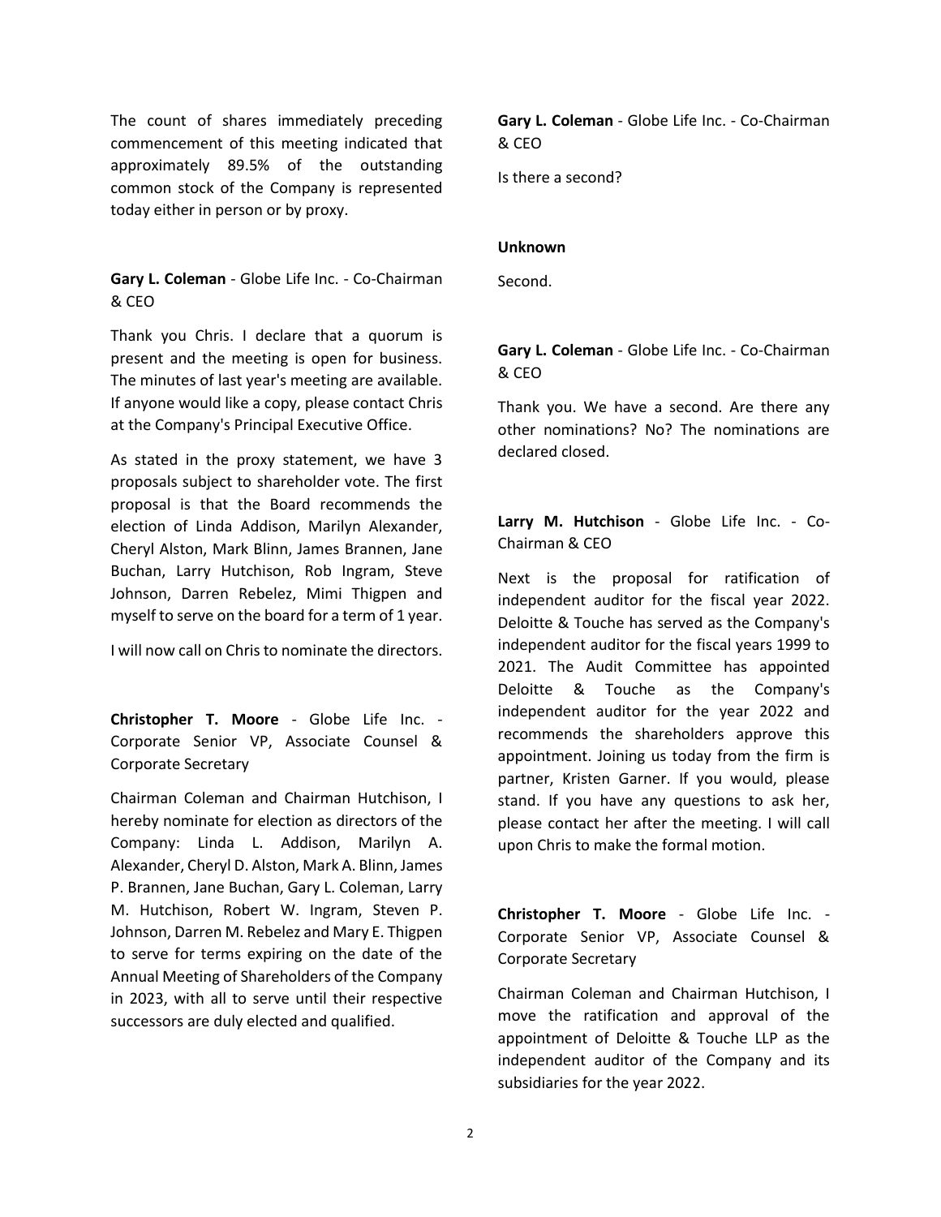The count of shares immediately preceding commencement of this meeting indicated that approximately 89.5% of the outstanding common stock of the Company is represented today either in person or by proxy.

**Gary L. Coleman** - Globe Life Inc. - Co-Chairman & CEO

Thank you Chris. I declare that a quorum is present and the meeting is open for business. The minutes of last year's meeting are available. If anyone would like a copy, please contact Chris at the Company's Principal Executive Office.

As stated in the proxy statement, we have 3 proposals subject to shareholder vote. The first proposal is that the Board recommends the election of Linda Addison, Marilyn Alexander, Cheryl Alston, Mark Blinn, James Brannen, Jane Buchan, Larry Hutchison, Rob Ingram, Steve Johnson, Darren Rebelez, Mimi Thigpen and myself to serve on the board for a term of 1 year.

I will now call on Chris to nominate the directors.

**Christopher T. Moore** - Globe Life Inc. - Corporate Senior VP, Associate Counsel & Corporate Secretary

Chairman Coleman and Chairman Hutchison, I hereby nominate for election as directors of the Company: Linda L. Addison, Marilyn A. Alexander, Cheryl D. Alston, Mark A. Blinn, James P. Brannen, Jane Buchan, Gary L. Coleman, Larry M. Hutchison, Robert W. Ingram, Steven P. Johnson, Darren M. Rebelez and Mary E. Thigpen to serve for terms expiring on the date of the Annual Meeting of Shareholders of the Company in 2023, with all to serve until their respective successors are duly elected and qualified.

**Gary L. Coleman** - Globe Life Inc. - Co-Chairman & CEO

Is there a second?

**Unknown**

Second.

**Gary L. Coleman** - Globe Life Inc. - Co-Chairman & CEO

Thank you. We have a second. Are there any other nominations? No? The nominations are declared closed.

**Larry M. Hutchison** - Globe Life Inc. - Co-Chairman & CEO

Next is the proposal for ratification of independent auditor for the fiscal year 2022. Deloitte & Touche has served as the Company's independent auditor for the fiscal years 1999 to 2021. The Audit Committee has appointed Deloitte & Touche as the Company's independent auditor for the year 2022 and recommends the shareholders approve this appointment. Joining us today from the firm is partner, Kristen Garner. If you would, please stand. If you have any questions to ask her, please contact her after the meeting. I will call upon Chris to make the formal motion.

**Christopher T. Moore** - Globe Life Inc. - Corporate Senior VP, Associate Counsel & Corporate Secretary

Chairman Coleman and Chairman Hutchison, I move the ratification and approval of the appointment of Deloitte & Touche LLP as the independent auditor of the Company and its subsidiaries for the year 2022.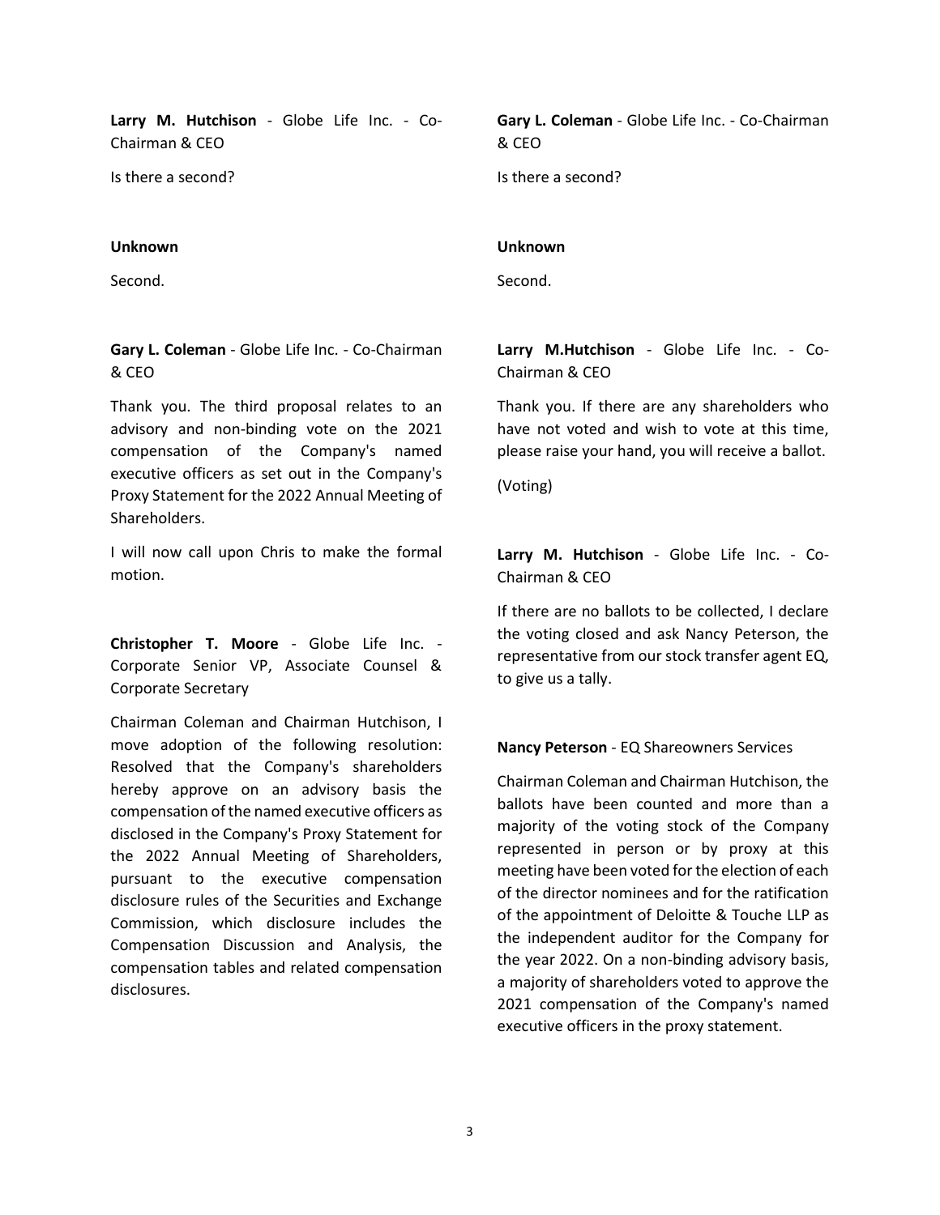**Larry M. Hutchison** - Globe Life Inc. - Co-Chairman & CEO

Is there a second?

**Unknown**

Second.

**Gary L. Coleman** - Globe Life Inc. - Co-Chairman & CEO

Thank you. The third proposal relates to an advisory and non-binding vote on the 2021 compensation of the Company's named executive officers as set out in the Company's Proxy Statement for the 2022 Annual Meeting of Shareholders.

I will now call upon Chris to make the formal motion.

**Christopher T. Moore** - Globe Life Inc. - Corporate Senior VP, Associate Counsel & Corporate Secretary

Chairman Coleman and Chairman Hutchison, I move adoption of the following resolution: Resolved that the Company's shareholders hereby approve on an advisory basis the compensation of the named executive officers as disclosed in the Company's Proxy Statement for the 2022 Annual Meeting of Shareholders, pursuant to the executive compensation disclosure rules of the Securities and Exchange Commission, which disclosure includes the Compensation Discussion and Analysis, the compensation tables and related compensation disclosures.

**Gary L. Coleman** - Globe Life Inc. - Co-Chairman & CEO

Is there a second?

**Unknown**

Second.

**Larry M.Hutchison** - Globe Life Inc. - Co-Chairman & CEO

Thank you. If there are any shareholders who have not voted and wish to vote at this time, please raise your hand, you will receive a ballot.

(Voting)

**Larry M. Hutchison** - Globe Life Inc. - Co-Chairman & CEO

If there are no ballots to be collected, I declare the voting closed and ask Nancy Peterson, the representative from our stock transfer agent EQ, to give us a tally.

**Nancy Peterson** - EQ Shareowners Services

Chairman Coleman and Chairman Hutchison, the ballots have been counted and more than a majority of the voting stock of the Company represented in person or by proxy at this meeting have been voted for the election of each of the director nominees and for the ratification of the appointment of Deloitte & Touche LLP as the independent auditor for the Company for the year 2022. On a non-binding advisory basis, a majority of shareholders voted to approve the 2021 compensation of the Company's named executive officers in the proxy statement.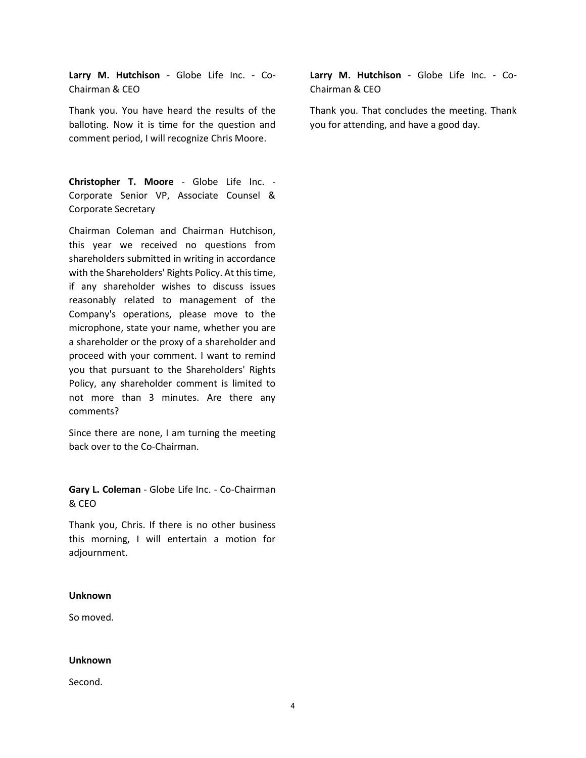**Larry M. Hutchison** - Globe Life Inc. - Co-Chairman & CEO

Thank you. You have heard the results of the balloting. Now it is time for the question and comment period, I will recognize Chris Moore.

**Christopher T. Moore** - Globe Life Inc. - Corporate Senior VP, Associate Counsel & Corporate Secretary

Chairman Coleman and Chairman Hutchison, this year we received no questions from shareholders submitted in writing in accordance with the Shareholders' Rights Policy. At this time, if any shareholder wishes to discuss issues reasonably related to management of the Company's operations, please move to the microphone, state your name, whether you are a shareholder or the proxy of a shareholder and proceed with your comment. I want to remind you that pursuant to the Shareholders' Rights Policy, any shareholder comment is limited to not more than 3 minutes. Are there any comments?

Since there are none, I am turning the meeting back over to the Co-Chairman.

**Gary L. Coleman** - Globe Life Inc. - Co-Chairman & CEO

Thank you, Chris. If there is no other business this morning, I will entertain a motion for adjournment.

**Unknown**

So moved.

**Unknown**

Second.

**Larry M. Hutchison** - Globe Life Inc. - Co-Chairman & CEO

Thank you. That concludes the meeting. Thank you for attending, and have a good day.